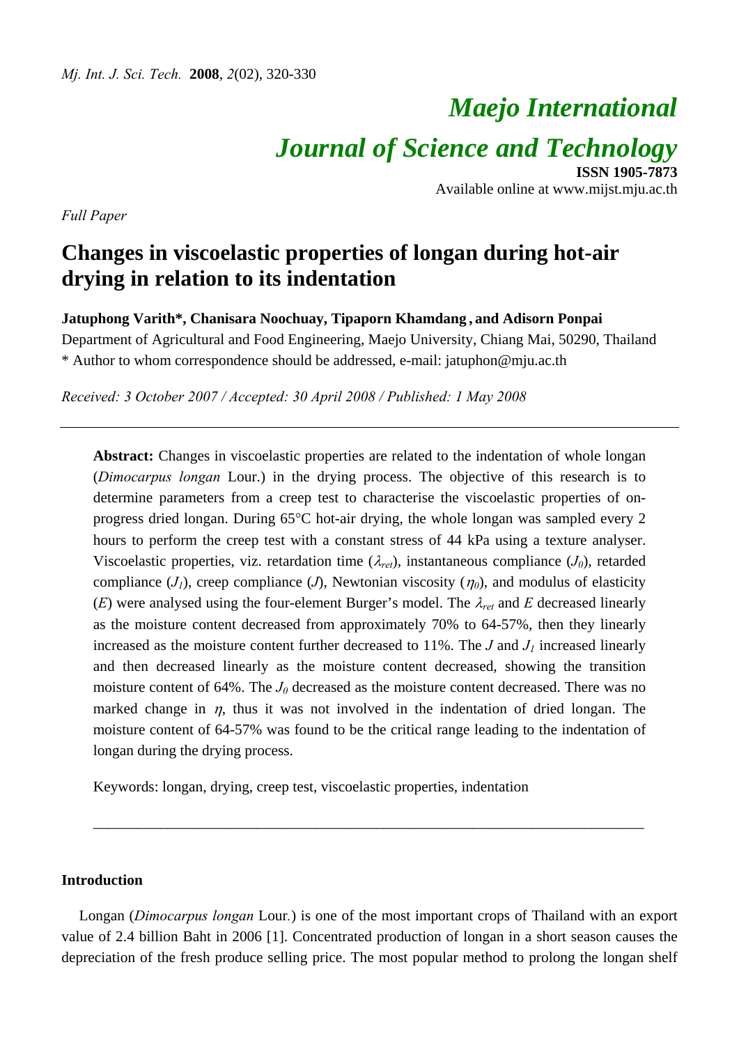# Maejo International Journal of Science and Technology

**ISSN 1905-7873**
Available online at www.mijst.mju.ac.th

*Full Paper*

## Changes in viscoelastic properties of longan during hot-air drying in relation to its indentation

**Jatuphong Varith*, Chanisara Noochuay, Tipaporn Khamdang, and Adisorn Ponpai**

Department of Agricultural and Food Engineering, Maejo University, Chiang Mai, 50290, Thailand

\* Author to whom correspondence should be addressed, e-mail: jatuphon@mju.ac.th

*Received: 3 October 2007 / Accepted: 30 April 2008 / Published: 1 May 2008*

---

**Abstract:** Changes in viscoelastic properties are related to the indentation of whole longan (*Dimocarpus longan* Lour.) in the drying process. The objective of this research is to determine parameters from a creep test to characterise the viscoelastic properties of on-progress dried longan. During 65°C hot-air drying, the whole longan was sampled every 2 hours to perform the creep test with a constant stress of 44 kPa using a texture analyser. Viscoelastic properties, viz. retardation time ($\lambda_{ret}$), instantaneous compliance ($J_0$), retarded compliance ($J_1$), creep compliance ($J$), Newtonian viscosity ($\eta_0$), and modulus of elasticity ($E$) were analysed using the four-element Burger's model. The $\lambda_{ret}$ and $E$ decreased linearly as the moisture content decreased from approximately 70% to 64-57%, then they linearly increased as the moisture content further decreased to 11%. The $J$ and $J_1$ increased linearly and then decreased linearly as the moisture content decreased, showing the transition moisture content of 64%. The $J_0$ decreased as the moisture content decreased. There was no marked change in $\eta$, thus it was not involved in the indentation of dried longan. The moisture content of 64-57% was found to be the critical range leading to the indentation of longan during the drying process.

Keywords: longan, drying, creep test, viscoelastic properties, indentation

---

## Introduction

Longan (*Dimocarpus longan* Lour.) is one of the most important crops of Thailand with an export value of 2.4 billion Baht in 2006 [1]. Concentrated production of longan in a short season causes the depreciation of the fresh produce selling price. The most popular method to prolong the longan shelf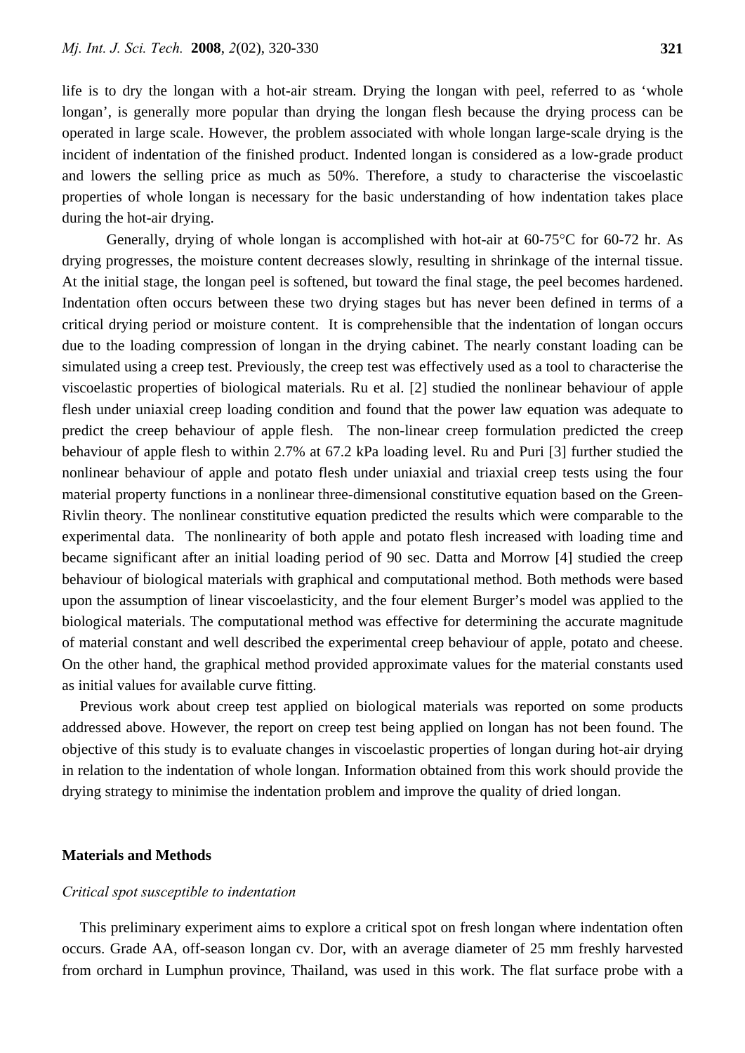life is to dry the longan with a hot-air stream. Drying the longan with peel, referred to as 'whole longan', is generally more popular than drying the longan flesh because the drying process can be operated in large scale. However, the problem associated with whole longan large-scale drying is the incident of indentation of the finished product. Indented longan is considered as a low-grade product and lowers the selling price as much as 50%. Therefore, a study to characterise the viscoelastic properties of whole longan is necessary for the basic understanding of how indentation takes place during the hot-air drying.

Generally, drying of whole longan is accomplished with hot-air at 60-75°C for 60-72 hr. As drying progresses, the moisture content decreases slowly, resulting in shrinkage of the internal tissue. At the initial stage, the longan peel is softened, but toward the final stage, the peel becomes hardened. Indentation often occurs between these two drying stages but has never been defined in terms of a critical drying period or moisture content. It is comprehensible that the indentation of longan occurs due to the loading compression of longan in the drying cabinet. The nearly constant loading can be simulated using a creep test. Previously, the creep test was effectively used as a tool to characterise the viscoelastic properties of biological materials. Ru et al. [2] studied the nonlinear behaviour of apple flesh under uniaxial creep loading condition and found that the power law equation was adequate to predict the creep behaviour of apple flesh. The non-linear creep formulation predicted the creep behaviour of apple flesh to within 2.7% at 67.2 kPa loading level. Ru and Puri [3] further studied the nonlinear behaviour of apple and potato flesh under uniaxial and triaxial creep tests using the four material property functions in a nonlinear three-dimensional constitutive equation based on the Green-Rivlin theory. The nonlinear constitutive equation predicted the results which were comparable to the experimental data. The nonlinearity of both apple and potato flesh increased with loading time and became significant after an initial loading period of 90 sec. Datta and Morrow [4] studied the creep behaviour of biological materials with graphical and computational method. Both methods were based upon the assumption of linear viscoelasticity, and the four element Burger's model was applied to the biological materials. The computational method was effective for determining the accurate magnitude of material constant and well described the experimental creep behaviour of apple, potato and cheese. On the other hand, the graphical method provided approximate values for the material constants used as initial values for available curve fitting.

Previous work about creep test applied on biological materials was reported on some products addressed above. However, the report on creep test being applied on longan has not been found. The objective of this study is to evaluate changes in viscoelastic properties of longan during hot-air drying in relation to the indentation of whole longan. Information obtained from this work should provide the drying strategy to minimise the indentation problem and improve the quality of dried longan.

## Materials and Methods

### *Critical spot susceptible to indentation*

This preliminary experiment aims to explore a critical spot on fresh longan where indentation often occurs. Grade AA, off-season longan cv. Dor, with an average diameter of 25 mm freshly harvested from orchard in Lumphun province, Thailand, was used in this work. The flat surface probe with a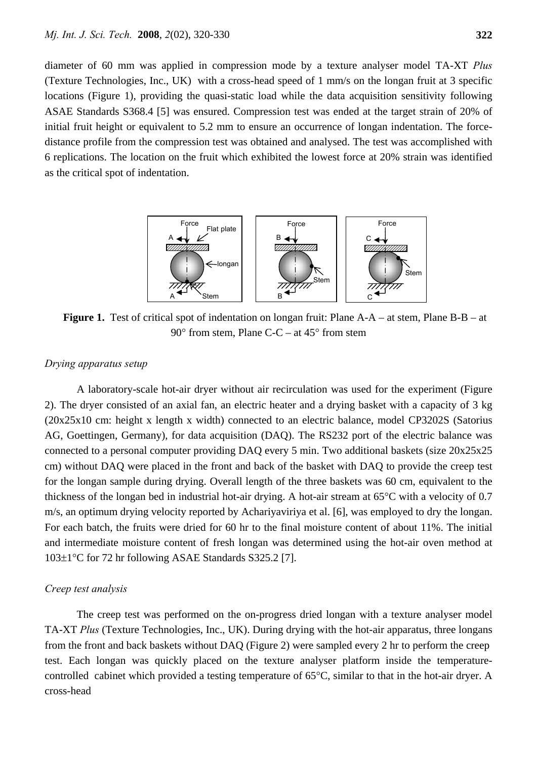diameter of 60 mm was applied in compression mode by a texture analyser model TA-XT *Plus* (Texture Technologies, Inc., UK) with a cross-head speed of 1 mm/s on the longan fruit at 3 specific locations (Figure 1), providing the quasi-static load while the data acquisition sensitivity following ASAE Standards S368.4 [5] was ensured. Compression test was ended at the target strain of 20% of initial fruit height or equivalent to 5.2 mm to ensure an occurrence of longan indentation. The force-distance profile from the compression test was obtained and analysed. The test was accomplished with 6 replications. The location on the fruit which exhibited the lowest force at 20% strain was identified as the critical spot of indentation.

**Figure 1.** Test of critical spot of indentation on longan fruit: Plane A-A – at stem, Plane B-B – at 90° from stem, Plane C-C – at 45° from stem

*Drying apparatus setup*

A laboratory-scale hot-air dryer without air recirculation was used for the experiment (Figure 2). The dryer consisted of an axial fan, an electric heater and a drying basket with a capacity of 3 kg (20x25x10 cm: height x length x width) connected to an electric balance, model CP3202S (Satorius AG, Goettingen, Germany), for data acquisition (DAQ). The RS232 port of the electric balance was connected to a personal computer providing DAQ every 5 min. Two additional baskets (size 20x25x25 cm) without DAQ were placed in the front and back of the basket with DAQ to provide the creep test for the longan sample during drying. Overall length of the three baskets was 60 cm, equivalent to the thickness of the longan bed in industrial hot-air drying. A hot-air stream at 65°C with a velocity of 0.7 m/s, an optimum drying velocity reported by Achariyaviriya et al. [6], was employed to dry the longan. For each batch, the fruits were dried for 60 hr to the final moisture content of about 11%. The initial and intermediate moisture content of fresh longan was determined using the hot-air oven method at 103±1°C for 72 hr following ASAE Standards S325.2 [7].

*Creep test analysis*

The creep test was performed on the on-progress dried longan with a texture analyser model TA-XT *Plus* (Texture Technologies, Inc., UK). During drying with the hot-air apparatus, three longans from the front and back baskets without DAQ (Figure 2) were sampled every 2 hr to perform the creep test. Each longan was quickly placed on the texture analyser platform inside the temperature-controlled cabinet which provided a testing temperature of 65°C, similar to that in the hot-air dryer. A cross-head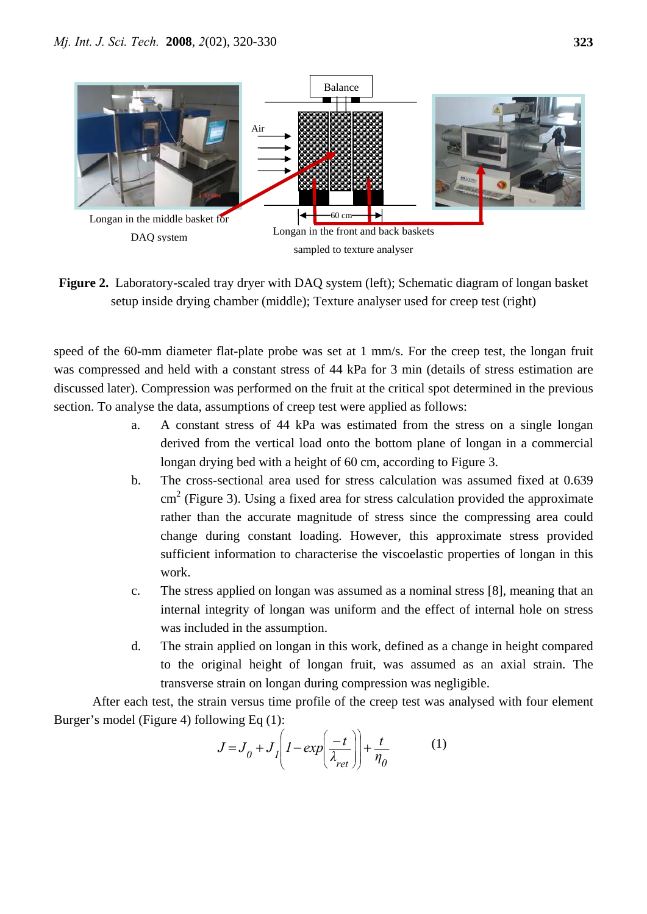**Figure 2.** Laboratory-scaled tray dryer with DAQ system (left); Schematic diagram of longan basket setup inside drying chamber (middle); Texture analyser used for creep test (right)

speed of the 60-mm diameter flat-plate probe was set at 1 mm/s. For the creep test, the longan fruit was compressed and held with a constant stress of 44 kPa for 3 min (details of stress estimation are discussed later). Compression was performed on the fruit at the critical spot determined in the previous section. To analyse the data, assumptions of creep test were applied as follows:

a. A constant stress of 44 kPa was estimated from the stress on a single longan derived from the vertical load onto the bottom plane of longan in a commercial longan drying bed with a height of 60 cm, according to Figure 3.

b. The cross-sectional area used for stress calculation was assumed fixed at 0.639 $cm^2$ (Figure 3). Using a fixed area for stress calculation provided the approximate rather than the accurate magnitude of stress since the compressing area could change during constant loading. However, this approximate stress provided sufficient information to characterise the viscoelastic properties of longan in this work.

c. The stress applied on longan was assumed as a nominal stress [8], meaning that an internal integrity of longan was uniform and the effect of internal hole on stress was included in the assumption.

d. The strain applied on longan in this work, defined as a change in height compared to the original height of longan fruit, was assumed as an axial strain. The transverse strain on longan during compression was negligible.

After each test, the strain versus time profile of the creep test was analysed with four element Burger's model (Figure 4) following Eq (1):

$$J = J_0 + J_1\left(1 - exp\left(\frac{-t}{\lambda_{ret}}\right)\right) + \frac{t}{\eta_0} \qquad (1)$$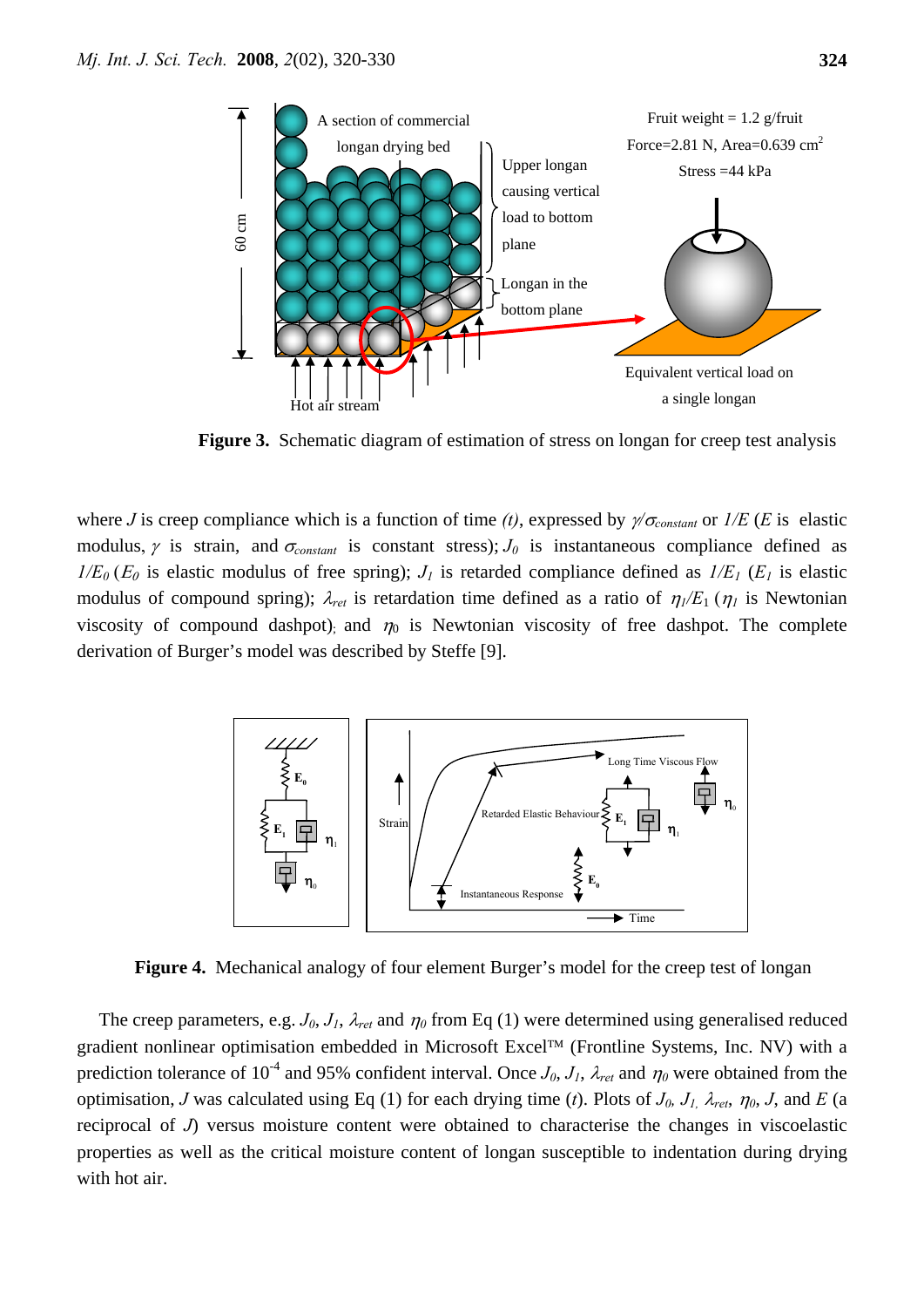**Figure 3.** Schematic diagram of estimation of stress on longan for creep test analysis

where $J$ is creep compliance which is a function of time $(t)$, expressed by $\gamma/\sigma_{constant}$ or $1/E$ ($E$ is elastic modulus, $\gamma$ is strain, and $\sigma_{constant}$ is constant stress); $J_0$ is instantaneous compliance defined as $1/E_0$ ($E_0$ is elastic modulus of free spring); $J_1$ is retarded compliance defined as $1/E_1$ ($E_1$ is elastic modulus of compound spring); $\lambda_{ret}$ is retardation time defined as a ratio of $\eta_1/E_1$ ($\eta_1$ is Newtonian viscosity of compound dashpot); and $\eta_0$ is Newtonian viscosity of free dashpot. The complete derivation of Burger's model was described by Steffe [9].

**Figure 4.** Mechanical analogy of four element Burger's model for the creep test of longan

The creep parameters, e.g. $J_0$, $J_1$, $\lambda_{ret}$ and $\eta_0$ from Eq (1) were determined using generalised reduced gradient nonlinear optimisation embedded in Microsoft Excel™ (Frontline Systems, Inc. NV) with a prediction tolerance of $10^{-4}$ and 95% confident interval. Once $J_0$, $J_1$, $\lambda_{ret}$ and $\eta_0$ were obtained from the optimisation, $J$ was calculated using Eq (1) for each drying time ($t$). Plots of $J_0$, $J_1$, $\lambda_{ret}$, $\eta_0$, $J$, and $E$ (a reciprocal of $J$) versus moisture content were obtained to characterise the changes in viscoelastic properties as well as the critical moisture content of longan susceptible to indentation during drying with hot air.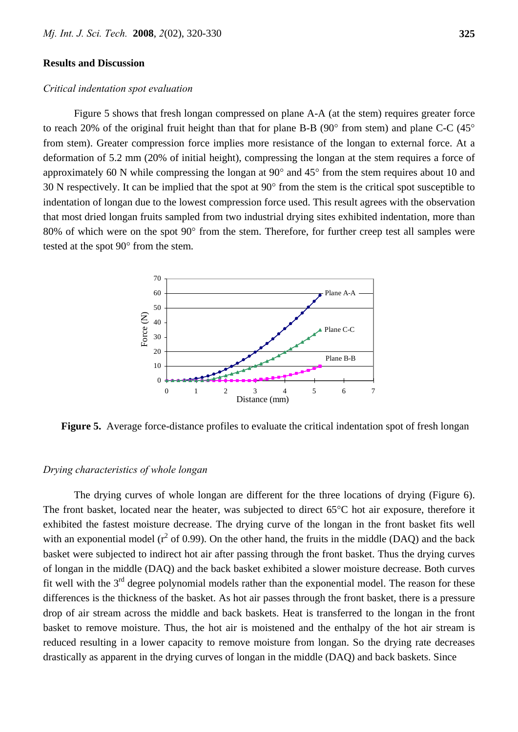## Results and Discussion

### *Critical indentation spot evaluation*

Figure 5 shows that fresh longan compressed on plane A-A (at the stem) requires greater force to reach 20% of the original fruit height than that for plane B-B (90° from stem) and plane C-C (45° from stem). Greater compression force implies more resistance of the longan to external force. At a deformation of 5.2 mm (20% of initial height), compressing the longan at the stem requires a force of approximately 60 N while compressing the longan at 90° and 45° from the stem requires about 10 and 30 N respectively. It can be implied that the spot at 90° from the stem is the critical spot susceptible to indentation of longan due to the lowest compression force used. This result agrees with the observation that most dried longan fruits sampled from two industrial drying sites exhibited indentation, more than 80% of which were on the spot 90° from the stem. Therefore, for further creep test all samples were tested at the spot 90° from the stem.

**Figure 5.** Average force-distance profiles to evaluate the critical indentation spot of fresh longan

### *Drying characteristics of whole longan*

The drying curves of whole longan are different for the three locations of drying (Figure 6). The front basket, located near the heater, was subjected to direct 65°C hot air exposure, therefore it exhibited the fastest moisture decrease. The drying curve of the longan in the front basket fits well with an exponential model ($r^2$ of 0.99). On the other hand, the fruits in the middle (DAQ) and the back basket were subjected to indirect hot air after passing through the front basket. Thus the drying curves of longan in the middle (DAQ) and the back basket exhibited a slower moisture decrease. Both curves fit well with the $3^{rd}$ degree polynomial models rather than the exponential model. The reason for these differences is the thickness of the basket. As hot air passes through the front basket, there is a pressure drop of air stream across the middle and back baskets. Heat is transferred to the longan in the front basket to remove moisture. Thus, the hot air is moistened and the enthalpy of the hot air stream is reduced resulting in a lower capacity to remove moisture from longan. So the drying rate decreases drastically as apparent in the drying curves of longan in the middle (DAQ) and back baskets. Since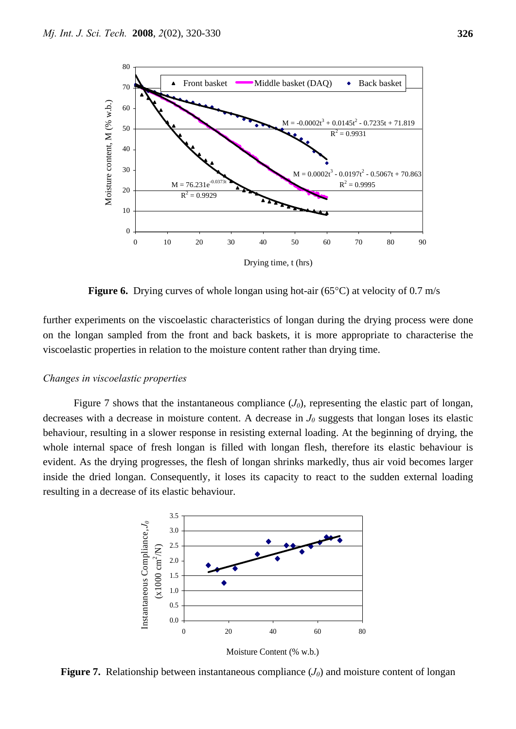**Figure 6.** Drying curves of whole longan using hot-air (65°C) at velocity of 0.7 m/s

further experiments on the viscoelastic characteristics of longan during the drying process were done on the longan sampled from the front and back baskets, it is more appropriate to characterise the viscoelastic properties in relation to the moisture content rather than drying time.

*Changes in viscoelastic properties*

Figure 7 shows that the instantaneous compliance ($J_0$), representing the elastic part of longan, decreases with a decrease in moisture content. A decrease in $J_0$ suggests that longan loses its elastic behaviour, resulting in a slower response in resisting external loading. At the beginning of drying, the whole internal space of fresh longan is filled with longan flesh, therefore its elastic behaviour is evident. As the drying progresses, the flesh of longan shrinks markedly, thus air void becomes larger inside the dried longan. Consequently, it loses its capacity to react to the sudden external loading resulting in a decrease of its elastic behaviour.

**Figure 7.** Relationship between instantaneous compliance ($J_0$) and moisture content of longan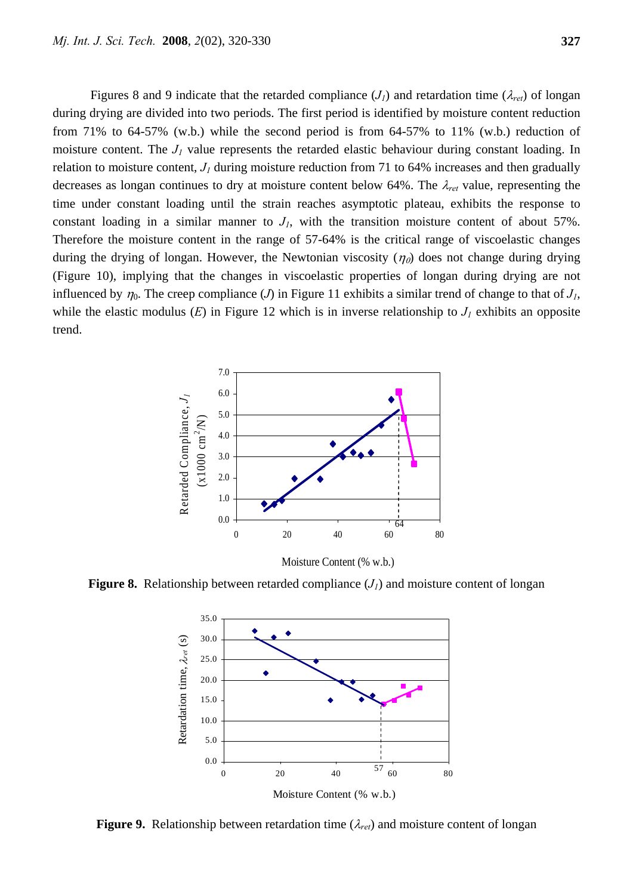Figures 8 and 9 indicate that the retarded compliance ($J_1$) and retardation time ($\lambda_{ret}$) of longan during drying are divided into two periods. The first period is identified by moisture content reduction from 71% to 64-57% (w.b.) while the second period is from 64-57% to 11% (w.b.) reduction of moisture content. The $J_1$ value represents the retarded elastic behaviour during constant loading. In relation to moisture content, $J_1$ during moisture reduction from 71 to 64% increases and then gradually decreases as longan continues to dry at moisture content below 64%. The $\lambda_{ret}$ value, representing the time under constant loading until the strain reaches asymptotic plateau, exhibits the response to constant loading in a similar manner to $J_1$, with the transition moisture content of about 57%. Therefore the moisture content in the range of 57-64% is the critical range of viscoelastic changes during the drying of longan. However, the Newtonian viscosity ($\eta_0$) does not change during drying (Figure 10), implying that the changes in viscoelastic properties of longan during drying are not influenced by $\eta_0$. The creep compliance ($J$) in Figure 11 exhibits a similar trend of change to that of $J_1$, while the elastic modulus ($E$) in Figure 12 which is in inverse relationship to $J_1$ exhibits an opposite trend.

**Figure 8.** Relationship between retarded compliance ($J_1$) and moisture content of longan

**Figure 9.** Relationship between retardation time ($\lambda_{ret}$) and moisture content of longan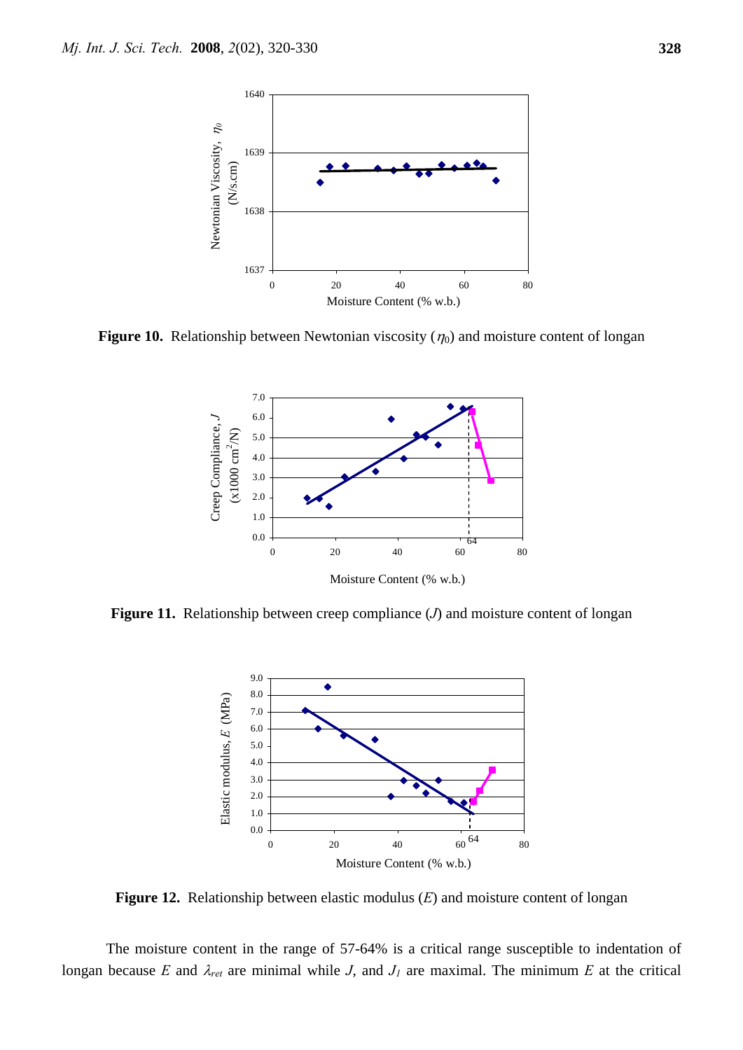**Figure 10.** Relationship between Newtonian viscosity ($\eta_0$) and moisture content of longan

**Figure 11.** Relationship between creep compliance ($J$) and moisture content of longan

**Figure 12.** Relationship between elastic modulus ($E$) and moisture content of longan

The moisture content in the range of 57-64% is a critical range susceptible to indentation of longan because $E$ and $\lambda_{ret}$ are minimal while $J$, and $J_1$ are maximal. The minimum $E$ at the critical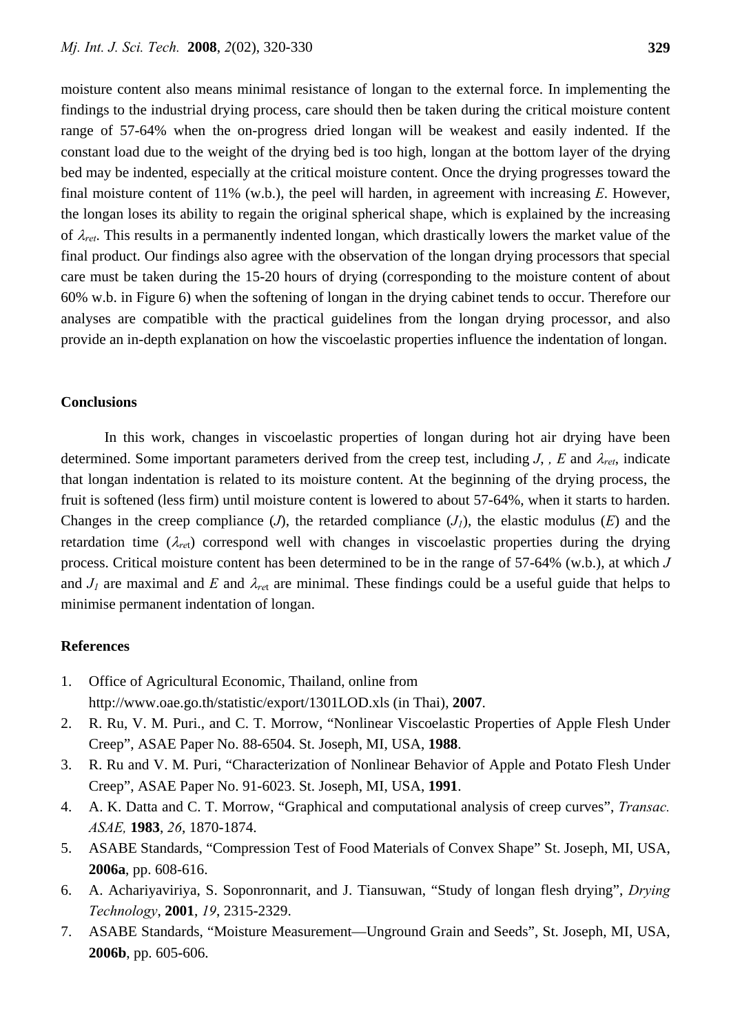moisture content also means minimal resistance of longan to the external force. In implementing the findings to the industrial drying process, care should then be taken during the critical moisture content range of 57-64% when the on-progress dried longan will be weakest and easily indented. If the constant load due to the weight of the drying bed is too high, longan at the bottom layer of the drying bed may be indented, especially at the critical moisture content. Once the drying progresses toward the final moisture content of 11% (w.b.), the peel will harden, in agreement with increasing $E$. However, the longan loses its ability to regain the original spherical shape, which is explained by the increasing of $\lambda_{ret}$. This results in a permanently indented longan, which drastically lowers the market value of the final product. Our findings also agree with the observation of the longan drying processors that special care must be taken during the 15-20 hours of drying (corresponding to the moisture content of about 60% w.b. in Figure 6) when the softening of longan in the drying cabinet tends to occur. Therefore our analyses are compatible with the practical guidelines from the longan drying processor, and also provide an in-depth explanation on how the viscoelastic properties influence the indentation of longan.

## Conclusions

In this work, changes in viscoelastic properties of longan during hot air drying have been determined. Some important parameters derived from the creep test, including $J$, , $E$ and $\lambda_{ret}$, indicate that longan indentation is related to its moisture content. At the beginning of the drying process, the fruit is softened (less firm) until moisture content is lowered to about 57-64%, when it starts to harden. Changes in the creep compliance ($J$), the retarded compliance ($J_1$), the elastic modulus ($E$) and the retardation time ($\lambda_{ret}$) correspond well with changes in viscoelastic properties during the drying process. Critical moisture content has been determined to be in the range of 57-64% (w.b.), at which $J$ and $J_1$ are maximal and $E$ and $\lambda_{ret}$ are minimal. These findings could be a useful guide that helps to minimise permanent indentation of longan.

## References

1. Office of Agricultural Economic, Thailand, online from http://www.oae.go.th/statistic/export/1301LOD.xls (in Thai), **2007**.
2. R. Ru, V. M. Puri., and C. T. Morrow, "Nonlinear Viscoelastic Properties of Apple Flesh Under Creep", ASAE Paper No. 88-6504. St. Joseph, MI, USA, **1988**.
3. R. Ru and V. M. Puri, "Characterization of Nonlinear Behavior of Apple and Potato Flesh Under Creep", ASAE Paper No. 91-6023. St. Joseph, MI, USA, **1991**.
4. A. K. Datta and C. T. Morrow, "Graphical and computational analysis of creep curves", *Transac. ASAE,* **1983**, *26*, 1870-1874.
5. ASABE Standards, "Compression Test of Food Materials of Convex Shape" St. Joseph, MI, USA, **2006a**, pp. 608-616.
6. A. Achariyaviriya, S. Soponronnarit, and J. Tiansuwan, "Study of longan flesh drying", *Drying Technology*, **2001**, *19*, 2315-2329.
7. ASABE Standards, "Moisture Measurement—Unground Grain and Seeds", St. Joseph, MI, USA, **2006b**, pp. 605-606.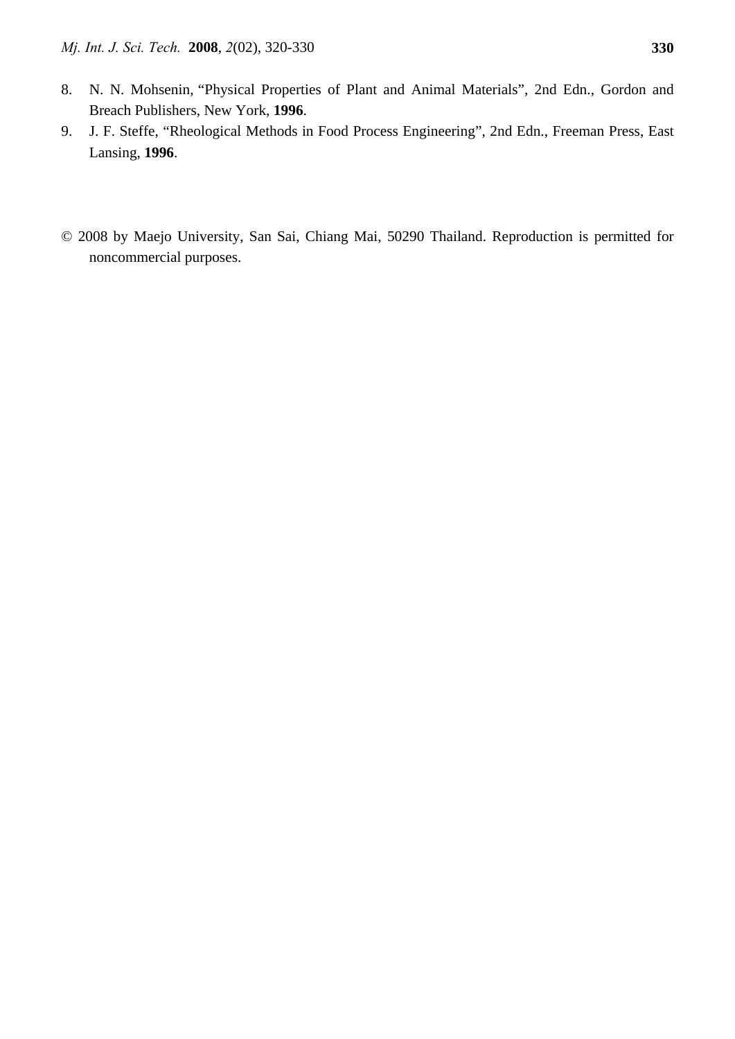8. N. N. Mohsenin, "Physical Properties of Plant and Animal Materials", 2nd Edn., Gordon and Breach Publishers, New York, **1996**.
9. J. F. Steffe, "Rheological Methods in Food Process Engineering", 2nd Edn., Freeman Press, East Lansing, **1996**.

© 2008 by Maejo University, San Sai, Chiang Mai, 50290 Thailand. Reproduction is permitted for noncommercial purposes.